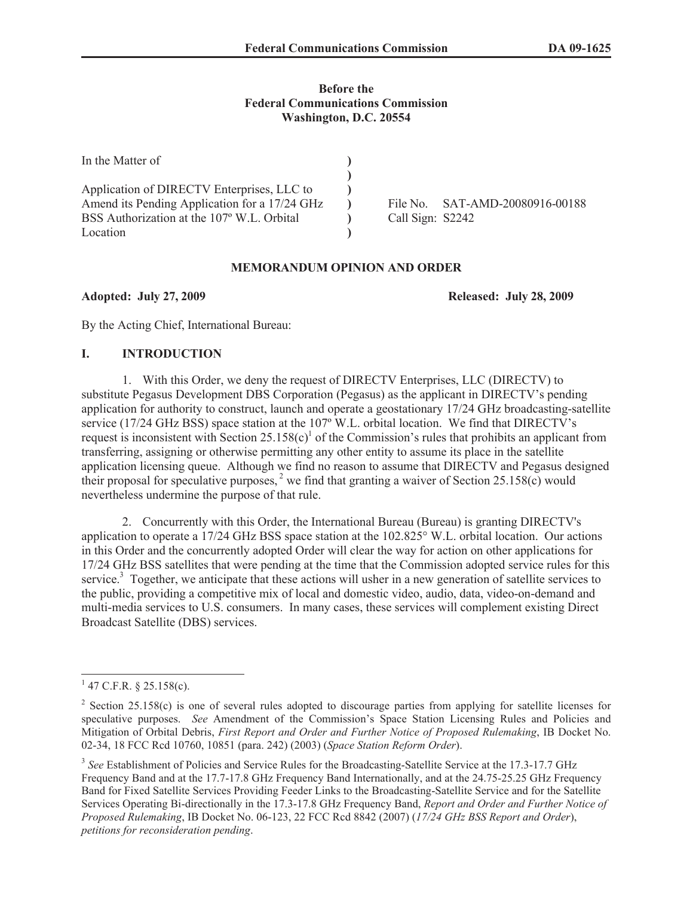**Before the**
**Federal Communications Commission**
**Washington, D.C. 20554**

| | | |
|---|---|---|
| In the Matter of | ) | |
| | ) | |
| Application of DIRECTV Enterprises, LLC to | ) | |
| Amend its Pending Application for a 17/24 GHz | ) | File No. SAT-AMD-20080916-00188 |
| BSS Authorization at the 107º W.L. Orbital | ) | Call Sign: S2242 |
| Location | ) | |

**MEMORANDUM OPINION AND ORDER**

**Adopted: July 27, 2009** **Released: July 28, 2009**

By the Acting Chief, International Bureau:

## I. INTRODUCTION

1. With this Order, we deny the request of DIRECTV Enterprises, LLC (DIRECTV) to substitute Pegasus Development DBS Corporation (Pegasus) as the applicant in DIRECTV's pending application for authority to construct, launch and operate a geostationary 17/24 GHz broadcasting-satellite service (17/24 GHz BSS) space station at the 107º W.L. orbital location. We find that DIRECTV's request is inconsistent with Section 25.158(c)[1] of the Commission's rules that prohibits an applicant from transferring, assigning or otherwise permitting any other entity to assume its place in the satellite application licensing queue. Although we find no reason to assume that DIRECTV and Pegasus designed their proposal for speculative purposes,[2] we find that granting a waiver of Section 25.158(c) would nevertheless undermine the purpose of that rule.

2. Concurrently with this Order, the International Bureau (Bureau) is granting DIRECTV's application to operate a 17/24 GHz BSS space station at the 102.825° W.L. orbital location. Our actions in this Order and the concurrently adopted Order will clear the way for action on other applications for 17/24 GHz BSS satellites that were pending at the time that the Commission adopted service rules for this service.[3] Together, we anticipate that these actions will usher in a new generation of satellite services to the public, providing a competitive mix of local and domestic video, audio, data, video-on-demand and multi-media services to U.S. consumers. In many cases, these services will complement existing Direct Broadcast Satellite (DBS) services.

---

[1] 47 C.F.R. § 25.158(c).

[2] Section 25.158(c) is one of several rules adopted to discourage parties from applying for satellite licenses for speculative purposes. *See* Amendment of the Commission's Space Station Licensing Rules and Policies and Mitigation of Orbital Debris, *First Report and Order and Further Notice of Proposed Rulemaking*, IB Docket No. 02-34, 18 FCC Rcd 10760, 10851 (para. 242) (2003) (*Space Station Reform Order*).

[3] *See* Establishment of Policies and Service Rules for the Broadcasting-Satellite Service at the 17.3-17.7 GHz Frequency Band and at the 17.7-17.8 GHz Frequency Band Internationally, and at the 24.75-25.25 GHz Frequency Band for Fixed Satellite Services Providing Feeder Links to the Broadcasting-Satellite Service and for the Satellite Services Operating Bi-directionally in the 17.3-17.8 GHz Frequency Band, *Report and Order and Further Notice of Proposed Rulemaking*, IB Docket No. 06-123, 22 FCC Rcd 8842 (2007) (*17/24 GHz BSS Report and Order*), *petitions for reconsideration pending*.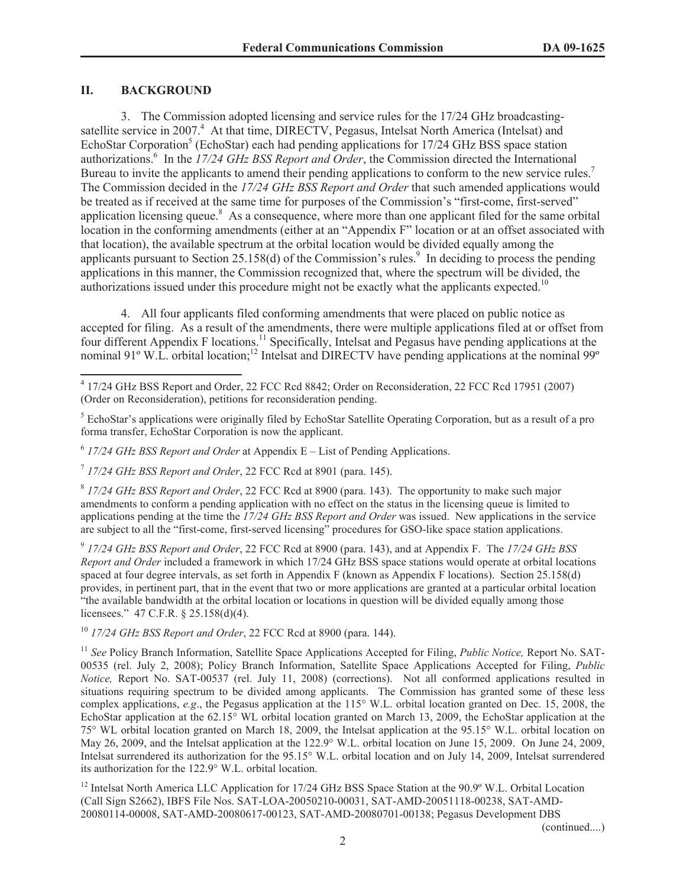## II. BACKGROUND

3. The Commission adopted licensing and service rules for the 17/24 GHz broadcasting-satellite service in 2007.[4] At that time, DIRECTV, Pegasus, Intelsat North America (Intelsat) and EchoStar Corporation[5] (EchoStar) each had pending applications for 17/24 GHz BSS space station authorizations.[6] In the *17/24 GHz BSS Report and Order*, the Commission directed the International Bureau to invite the applicants to amend their pending applications to conform to the new service rules.[7] The Commission decided in the *17/24 GHz BSS Report and Order* that such amended applications would be treated as if received at the same time for purposes of the Commission's "first-come, first-served" application licensing queue.[8] As a consequence, where more than one applicant filed for the same orbital location in the conforming amendments (either at an "Appendix F" location or at an offset associated with that location), the available spectrum at the orbital location would be divided equally among the applicants pursuant to Section 25.158(d) of the Commission's rules.[9] In deciding to process the pending applications in this manner, the Commission recognized that, where the spectrum will be divided, the authorizations issued under this procedure might not be exactly what the applicants expected.[10]

4. All four applicants filed conforming amendments that were placed on public notice as accepted for filing. As a result of the amendments, there were multiple applications filed at or offset from four different Appendix F locations.[11] Specifically, Intelsat and Pegasus have pending applications at the nominal 91º W.L. orbital location;[12] Intelsat and DIRECTV have pending applications at the nominal 99º

---

[4] 17/24 GHz BSS Report and Order, 22 FCC Rcd 8842; Order on Reconsideration, 22 FCC Rcd 17951 (2007) (Order on Reconsideration), petitions for reconsideration pending.

[5] EchoStar's applications were originally filed by EchoStar Satellite Operating Corporation, but as a result of a pro forma transfer, EchoStar Corporation is now the applicant.

[6] *17/24 GHz BSS Report and Order* at Appendix E – List of Pending Applications.

[7] *17/24 GHz BSS Report and Order*, 22 FCC Rcd at 8901 (para. 145).

[8] *17/24 GHz BSS Report and Order*, 22 FCC Rcd at 8900 (para. 143). The opportunity to make such major amendments to conform a pending application with no effect on the status in the licensing queue is limited to applications pending at the time the *17/24 GHz BSS Report and Order* was issued. New applications in the service are subject to all the "first-come, first-served licensing" procedures for GSO-like space station applications.

[9] *17/24 GHz BSS Report and Order*, 22 FCC Rcd at 8900 (para. 143), and at Appendix F. The *17/24 GHz BSS Report and Order* included a framework in which 17/24 GHz BSS space stations would operate at orbital locations spaced at four degree intervals, as set forth in Appendix F (known as Appendix F locations). Section 25.158(d) provides, in pertinent part, that in the event that two or more applications are granted at a particular orbital location "the available bandwidth at the orbital location or locations in question will be divided equally among those licensees." 47 C.F.R. § 25.158(d)(4).

[10] *17/24 GHz BSS Report and Order*, 22 FCC Rcd at 8900 (para. 144).

[11] *See* Policy Branch Information, Satellite Space Applications Accepted for Filing, *Public Notice,* Report No. SAT-00535 (rel. July 2, 2008); Policy Branch Information, Satellite Space Applications Accepted for Filing, *Public Notice,* Report No. SAT-00537 (rel. July 11, 2008) (corrections). Not all conformed applications resulted in situations requiring spectrum to be divided among applicants. The Commission has granted some of these less complex applications, *e.g*., the Pegasus application at the 115° W.L. orbital location granted on Dec. 15, 2008, the EchoStar application at the 62.15° WL orbital location granted on March 13, 2009, the EchoStar application at the 75° WL orbital location granted on March 18, 2009, the Intelsat application at the 95.15° W.L. orbital location on May 26, 2009, and the Intelsat application at the 122.9° W.L. orbital location on June 15, 2009. On June 24, 2009, Intelsat surrendered its authorization for the 95.15° W.L. orbital location and on July 14, 2009, Intelsat surrendered its authorization for the 122.9° W.L. orbital location.

[12] Intelsat North America LLC Application for 17/24 GHz BSS Space Station at the 90.9º W.L. Orbital Location (Call Sign S2662), IBFS File Nos. SAT-LOA-20050210-00031, SAT-AMD-20051118-00238, SAT-AMD-20080114-00008, SAT-AMD-20080617-00123, SAT-AMD-20080701-00138; Pegasus Development DBS

(continued....)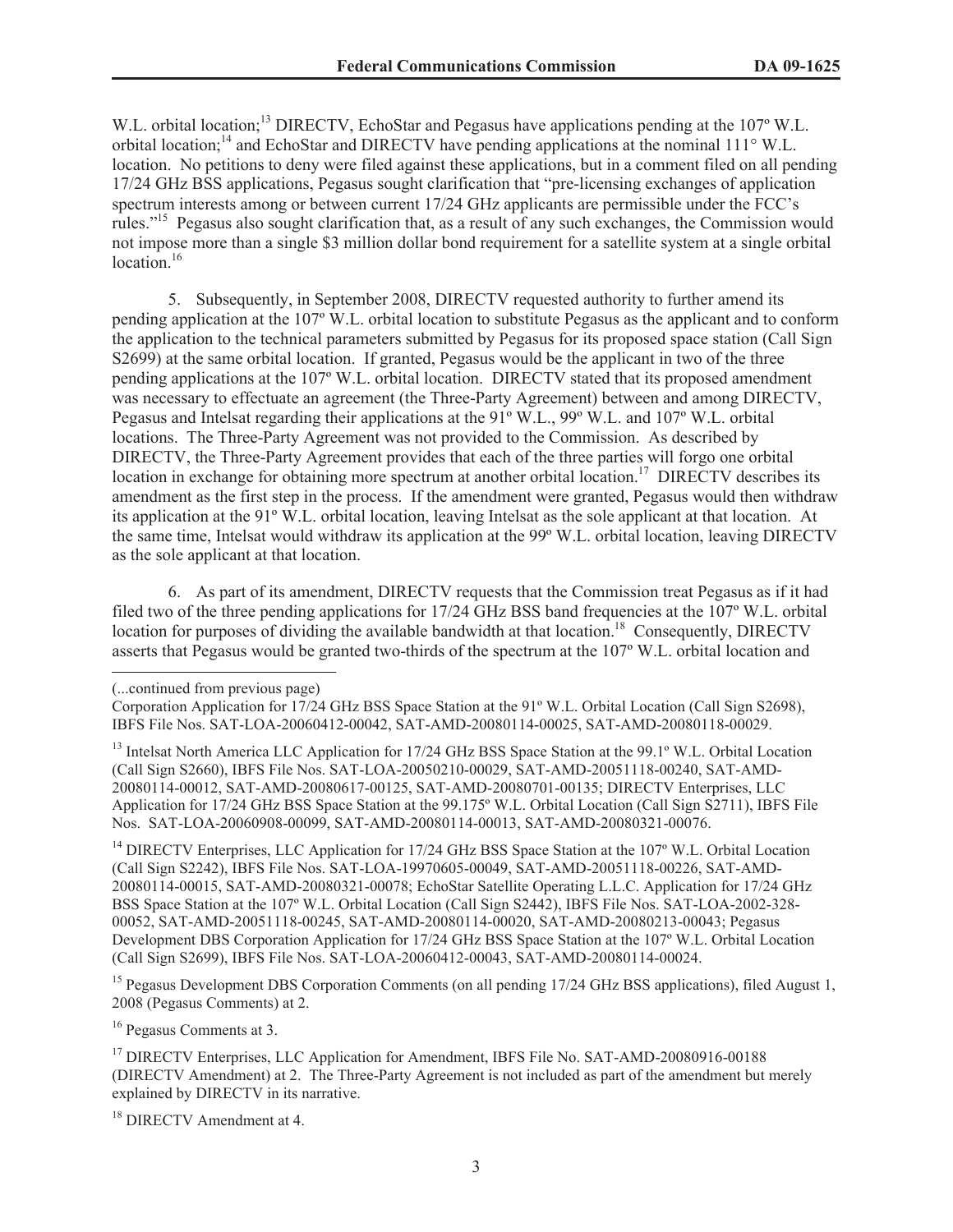W.L. orbital location;[13] DIRECTV, EchoStar and Pegasus have applications pending at the 107º W.L. orbital location;[14] and EchoStar and DIRECTV have pending applications at the nominal 111° W.L. location. No petitions to deny were filed against these applications, but in a comment filed on all pending 17/24 GHz BSS applications, Pegasus sought clarification that "pre-licensing exchanges of application spectrum interests among or between current 17/24 GHz applicants are permissible under the FCC's rules."[15] Pegasus also sought clarification that, as a result of any such exchanges, the Commission would not impose more than a single $3 million dollar bond requirement for a satellite system at a single orbital location.[16]

5. Subsequently, in September 2008, DIRECTV requested authority to further amend its pending application at the 107º W.L. orbital location to substitute Pegasus as the applicant and to conform the application to the technical parameters submitted by Pegasus for its proposed space station (Call Sign S2699) at the same orbital location. If granted, Pegasus would be the applicant in two of the three pending applications at the 107º W.L. orbital location. DIRECTV stated that its proposed amendment was necessary to effectuate an agreement (the Three-Party Agreement) between and among DIRECTV, Pegasus and Intelsat regarding their applications at the 91º W.L., 99º W.L. and 107º W.L. orbital locations. The Three-Party Agreement was not provided to the Commission. As described by DIRECTV, the Three-Party Agreement provides that each of the three parties will forgo one orbital location in exchange for obtaining more spectrum at another orbital location.[17] DIRECTV describes its amendment as the first step in the process. If the amendment were granted, Pegasus would then withdraw its application at the 91º W.L. orbital location, leaving Intelsat as the sole applicant at that location. At the same time, Intelsat would withdraw its application at the 99º W.L. orbital location, leaving DIRECTV as the sole applicant at that location.

6. As part of its amendment, DIRECTV requests that the Commission treat Pegasus as if it had filed two of the three pending applications for 17/24 GHz BSS band frequencies at the 107º W.L. orbital location for purposes of dividing the available bandwidth at that location.[18] Consequently, DIRECTV asserts that Pegasus would be granted two-thirds of the spectrum at the 107º W.L. orbital location and

---

(...continued from previous page)
Corporation Application for 17/24 GHz BSS Space Station at the 91º W.L. Orbital Location (Call Sign S2698), IBFS File Nos. SAT-LOA-20060412-00042, SAT-AMD-20080114-00025, SAT-AMD-20080118-00029.

[13] Intelsat North America LLC Application for 17/24 GHz BSS Space Station at the 99.1º W.L. Orbital Location (Call Sign S2660), IBFS File Nos. SAT-LOA-20050210-00029, SAT-AMD-20051118-00240, SAT-AMD-20080114-00012, SAT-AMD-20080617-00125, SAT-AMD-20080701-00135; DIRECTV Enterprises, LLC Application for 17/24 GHz BSS Space Station at the 99.175º W.L. Orbital Location (Call Sign S2711), IBFS File Nos. SAT-LOA-20060908-00099, SAT-AMD-20080114-00013, SAT-AMD-20080321-00076.

[14] DIRECTV Enterprises, LLC Application for 17/24 GHz BSS Space Station at the 107º W.L. Orbital Location (Call Sign S2242), IBFS File Nos. SAT-LOA-19970605-00049, SAT-AMD-20051118-00226, SAT-AMD-20080114-00015, SAT-AMD-20080321-00078; EchoStar Satellite Operating L.L.C. Application for 17/24 GHz BSS Space Station at the 107º W.L. Orbital Location (Call Sign S2442), IBFS File Nos. SAT-LOA-2002-328-00052, SAT-AMD-20051118-00245, SAT-AMD-20080114-00020, SAT-AMD-20080213-00043; Pegasus Development DBS Corporation Application for 17/24 GHz BSS Space Station at the 107º W.L. Orbital Location (Call Sign S2699), IBFS File Nos. SAT-LOA-20060412-00043, SAT-AMD-20080114-00024.

[15] Pegasus Development DBS Corporation Comments (on all pending 17/24 GHz BSS applications), filed August 1, 2008 (Pegasus Comments) at 2.

[16] Pegasus Comments at 3.

[17] DIRECTV Enterprises, LLC Application for Amendment, IBFS File No. SAT-AMD-20080916-00188 (DIRECTV Amendment) at 2. The Three-Party Agreement is not included as part of the amendment but merely explained by DIRECTV in its narrative.

[18] DIRECTV Amendment at 4.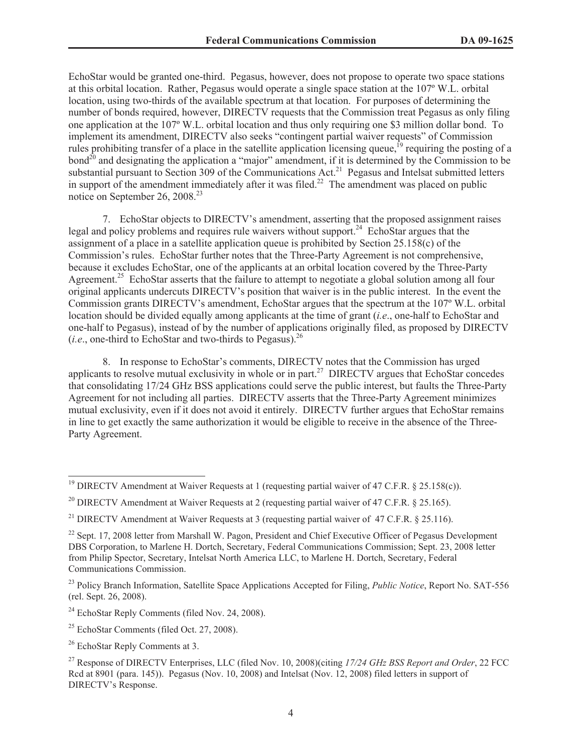EchoStar would be granted one-third. Pegasus, however, does not propose to operate two space stations at this orbital location. Rather, Pegasus would operate a single space station at the 107º W.L. orbital location, using two-thirds of the available spectrum at that location. For purposes of determining the number of bonds required, however, DIRECTV requests that the Commission treat Pegasus as only filing one application at the 107º W.L. orbital location and thus only requiring one $3 million dollar bond. To implement its amendment, DIRECTV also seeks "contingent partial waiver requests" of Commission rules prohibiting transfer of a place in the satellite application licensing queue,[19] requiring the posting of a bond[20] and designating the application a "major" amendment, if it is determined by the Commission to be substantial pursuant to Section 309 of the Communications Act.[21] Pegasus and Intelsat submitted letters in support of the amendment immediately after it was filed.[22] The amendment was placed on public notice on September 26, 2008.[23]

7. EchoStar objects to DIRECTV's amendment, asserting that the proposed assignment raises legal and policy problems and requires rule waivers without support.[24] EchoStar argues that the assignment of a place in a satellite application queue is prohibited by Section 25.158(c) of the Commission's rules. EchoStar further notes that the Three-Party Agreement is not comprehensive, because it excludes EchoStar, one of the applicants at an orbital location covered by the Three-Party Agreement.[25] EchoStar asserts that the failure to attempt to negotiate a global solution among all four original applicants undercuts DIRECTV's position that waiver is in the public interest. In the event the Commission grants DIRECTV's amendment, EchoStar argues that the spectrum at the 107º W.L. orbital location should be divided equally among applicants at the time of grant (*i.e*., one-half to EchoStar and one-half to Pegasus), instead of by the number of applications originally filed, as proposed by DIRECTV (*i.e*., one-third to EchoStar and two-thirds to Pegasus).[26]

8. In response to EchoStar's comments, DIRECTV notes that the Commission has urged applicants to resolve mutual exclusivity in whole or in part.[27] DIRECTV argues that EchoStar concedes that consolidating 17/24 GHz BSS applications could serve the public interest, but faults the Three-Party Agreement for not including all parties. DIRECTV asserts that the Three-Party Agreement minimizes mutual exclusivity, even if it does not avoid it entirely. DIRECTV further argues that EchoStar remains in line to get exactly the same authorization it would be eligible to receive in the absence of the Three-Party Agreement.

---

[19] DIRECTV Amendment at Waiver Requests at 1 (requesting partial waiver of 47 C.F.R. § 25.158(c)).

[20] DIRECTV Amendment at Waiver Requests at 2 (requesting partial waiver of 47 C.F.R. § 25.165).

[21] DIRECTV Amendment at Waiver Requests at 3 (requesting partial waiver of 47 C.F.R. § 25.116).

[22] Sept. 17, 2008 letter from Marshall W. Pagon, President and Chief Executive Officer of Pegasus Development DBS Corporation, to Marlene H. Dortch, Secretary, Federal Communications Commission; Sept. 23, 2008 letter from Philip Spector, Secretary, Intelsat North America LLC, to Marlene H. Dortch, Secretary, Federal Communications Commission.

[23] Policy Branch Information, Satellite Space Applications Accepted for Filing, *Public Notice*, Report No. SAT-556 (rel. Sept. 26, 2008).

[24] EchoStar Reply Comments (filed Nov. 24, 2008).

[25] EchoStar Comments (filed Oct. 27, 2008).

[26] EchoStar Reply Comments at 3.

[27] Response of DIRECTV Enterprises, LLC (filed Nov. 10, 2008)(citing *17/24 GHz BSS Report and Order*, 22 FCC Rcd at 8901 (para. 145)). Pegasus (Nov. 10, 2008) and Intelsat (Nov. 12, 2008) filed letters in support of DIRECTV's Response.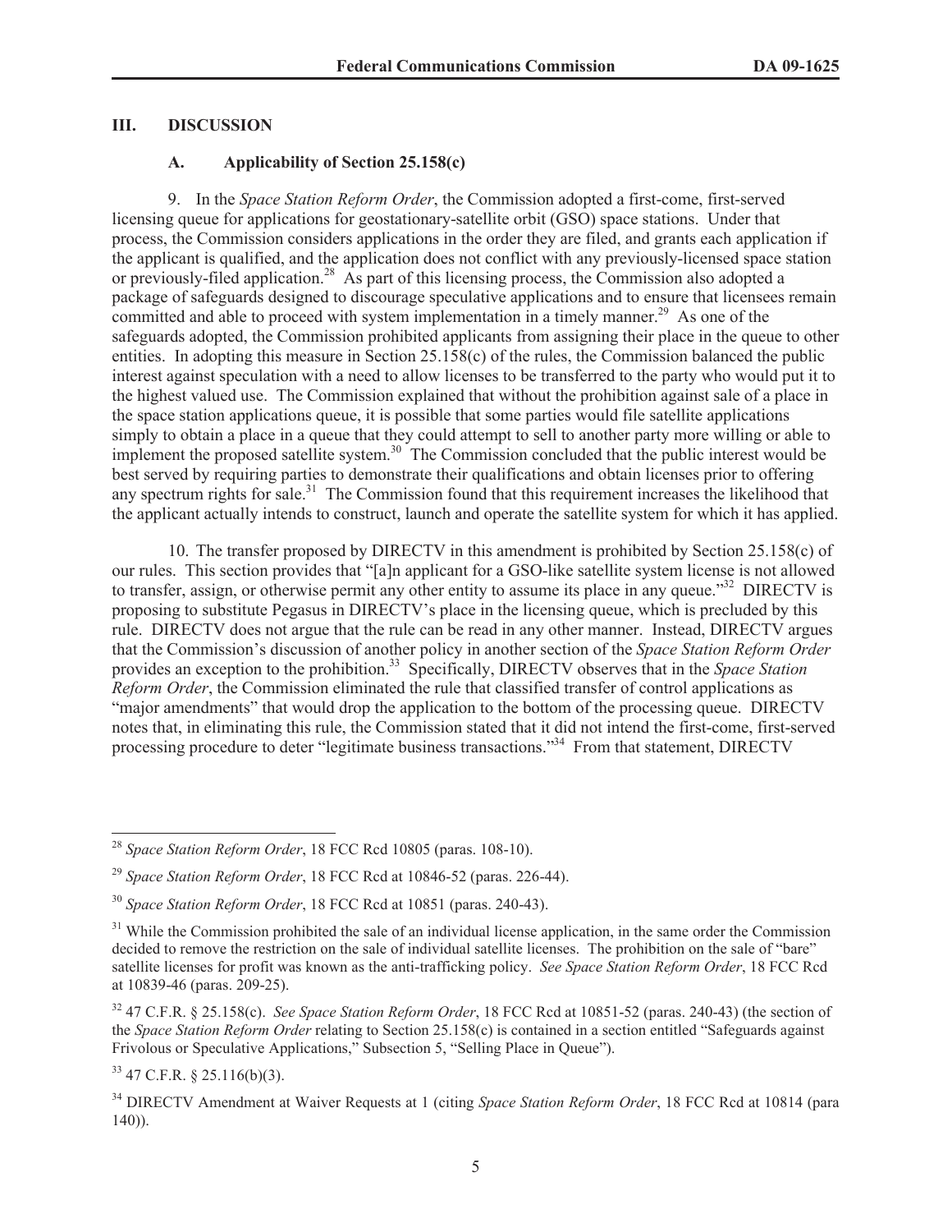## III. DISCUSSION

### A. Applicability of Section 25.158(c)

9. In the *Space Station Reform Order*, the Commission adopted a first-come, first-served licensing queue for applications for geostationary-satellite orbit (GSO) space stations. Under that process, the Commission considers applications in the order they are filed, and grants each application if the applicant is qualified, and the application does not conflict with any previously-licensed space station or previously-filed application.[28] As part of this licensing process, the Commission also adopted a package of safeguards designed to discourage speculative applications and to ensure that licensees remain committed and able to proceed with system implementation in a timely manner.[29] As one of the safeguards adopted, the Commission prohibited applicants from assigning their place in the queue to other entities. In adopting this measure in Section 25.158(c) of the rules, the Commission balanced the public interest against speculation with a need to allow licenses to be transferred to the party who would put it to the highest valued use. The Commission explained that without the prohibition against sale of a place in the space station applications queue, it is possible that some parties would file satellite applications simply to obtain a place in a queue that they could attempt to sell to another party more willing or able to implement the proposed satellite system.[30] The Commission concluded that the public interest would be best served by requiring parties to demonstrate their qualifications and obtain licenses prior to offering any spectrum rights for sale.[31] The Commission found that this requirement increases the likelihood that the applicant actually intends to construct, launch and operate the satellite system for which it has applied.

10. The transfer proposed by DIRECTV in this amendment is prohibited by Section 25.158(c) of our rules. This section provides that "[a]n applicant for a GSO-like satellite system license is not allowed to transfer, assign, or otherwise permit any other entity to assume its place in any queue."[32] DIRECTV is proposing to substitute Pegasus in DIRECTV's place in the licensing queue, which is precluded by this rule. DIRECTV does not argue that the rule can be read in any other manner. Instead, DIRECTV argues that the Commission's discussion of another policy in another section of the *Space Station Reform Order* provides an exception to the prohibition.[33] Specifically, DIRECTV observes that in the *Space Station Reform Order*, the Commission eliminated the rule that classified transfer of control applications as "major amendments" that would drop the application to the bottom of the processing queue. DIRECTV notes that, in eliminating this rule, the Commission stated that it did not intend the first-come, first-served processing procedure to deter "legitimate business transactions."[34] From that statement, DIRECTV

---

[28] *Space Station Reform Order*, 18 FCC Rcd 10805 (paras. 108-10).

[29] *Space Station Reform Order*, 18 FCC Rcd at 10846-52 (paras. 226-44).

[30] *Space Station Reform Order*, 18 FCC Rcd at 10851 (paras. 240-43).

[31] While the Commission prohibited the sale of an individual license application, in the same order the Commission decided to remove the restriction on the sale of individual satellite licenses. The prohibition on the sale of "bare" satellite licenses for profit was known as the anti-trafficking policy. *See Space Station Reform Order*, 18 FCC Rcd at 10839-46 (paras. 209-25).

[32] 47 C.F.R. § 25.158(c). *See Space Station Reform Order*, 18 FCC Rcd at 10851-52 (paras. 240-43) (the section of the *Space Station Reform Order* relating to Section 25.158(c) is contained in a section entitled "Safeguards against Frivolous or Speculative Applications," Subsection 5, "Selling Place in Queue").

[33] 47 C.F.R. § 25.116(b)(3).

[34] DIRECTV Amendment at Waiver Requests at 1 (citing *Space Station Reform Order*, 18 FCC Rcd at 10814 (para 140)).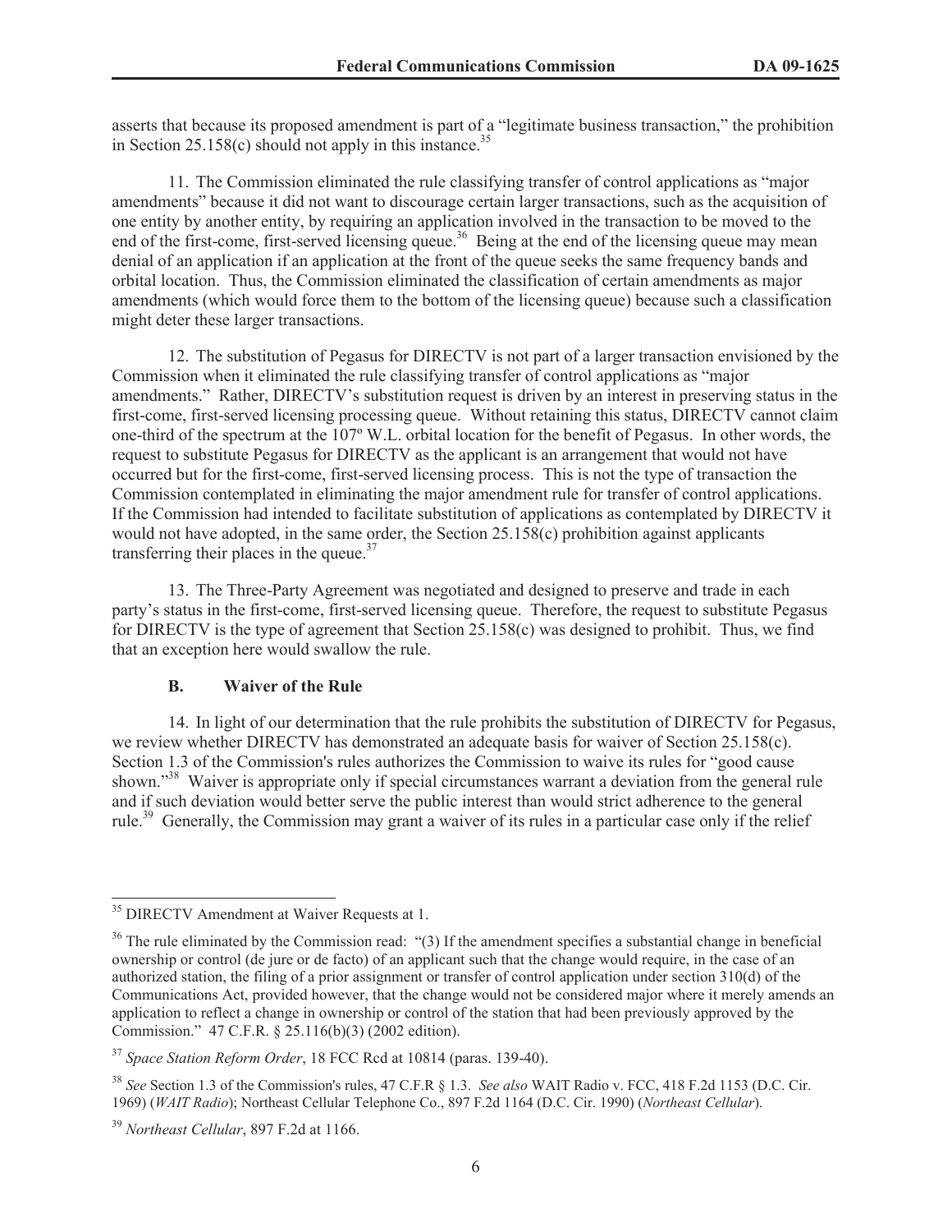asserts that because its proposed amendment is part of a "legitimate business transaction," the prohibition in Section 25.158(c) should not apply in this instance.[35]

11. The Commission eliminated the rule classifying transfer of control applications as "major amendments" because it did not want to discourage certain larger transactions, such as the acquisition of one entity by another entity, by requiring an application involved in the transaction to be moved to the end of the first-come, first-served licensing queue.[36] Being at the end of the licensing queue may mean denial of an application if an application at the front of the queue seeks the same frequency bands and orbital location. Thus, the Commission eliminated the classification of certain amendments as major amendments (which would force them to the bottom of the licensing queue) because such a classification might deter these larger transactions.

12. The substitution of Pegasus for DIRECTV is not part of a larger transaction envisioned by the Commission when it eliminated the rule classifying transfer of control applications as "major amendments." Rather, DIRECTV's substitution request is driven by an interest in preserving status in the first-come, first-served licensing processing queue. Without retaining this status, DIRECTV cannot claim one-third of the spectrum at the 107º W.L. orbital location for the benefit of Pegasus. In other words, the request to substitute Pegasus for DIRECTV as the applicant is an arrangement that would not have occurred but for the first-come, first-served licensing process. This is not the type of transaction the Commission contemplated in eliminating the major amendment rule for transfer of control applications. If the Commission had intended to facilitate substitution of applications as contemplated by DIRECTV it would not have adopted, in the same order, the Section 25.158(c) prohibition against applicants transferring their places in the queue.[37]

13. The Three-Party Agreement was negotiated and designed to preserve and trade in each party's status in the first-come, first-served licensing queue. Therefore, the request to substitute Pegasus for DIRECTV is the type of agreement that Section 25.158(c) was designed to prohibit. Thus, we find that an exception here would swallow the rule.

### B. Waiver of the Rule

14. In light of our determination that the rule prohibits the substitution of DIRECTV for Pegasus, we review whether DIRECTV has demonstrated an adequate basis for waiver of Section 25.158(c). Section 1.3 of the Commission's rules authorizes the Commission to waive its rules for "good cause shown."[38] Waiver is appropriate only if special circumstances warrant a deviation from the general rule and if such deviation would better serve the public interest than would strict adherence to the general rule.[39] Generally, the Commission may grant a waiver of its rules in a particular case only if the relief

---

[35] DIRECTV Amendment at Waiver Requests at 1.

[36] The rule eliminated by the Commission read: "(3) If the amendment specifies a substantial change in beneficial ownership or control (de jure or de facto) of an applicant such that the change would require, in the case of an authorized station, the filing of a prior assignment or transfer of control application under section 310(d) of the Communications Act, provided however, that the change would not be considered major where it merely amends an application to reflect a change in ownership or control of the station that had been previously approved by the Commission." 47 C.F.R. § 25.116(b)(3) (2002 edition).

[37] *Space Station Reform Order*, 18 FCC Rcd at 10814 (paras. 139-40).

[38] *See* Section 1.3 of the Commission's rules, 47 C.F.R § 1.3. *See also* WAIT Radio v. FCC, 418 F.2d 1153 (D.C. Cir. 1969) (*WAIT Radio*); Northeast Cellular Telephone Co., 897 F.2d 1164 (D.C. Cir. 1990) (*Northeast Cellular*).

[39] *Northeast Cellular*, 897 F.2d at 1166.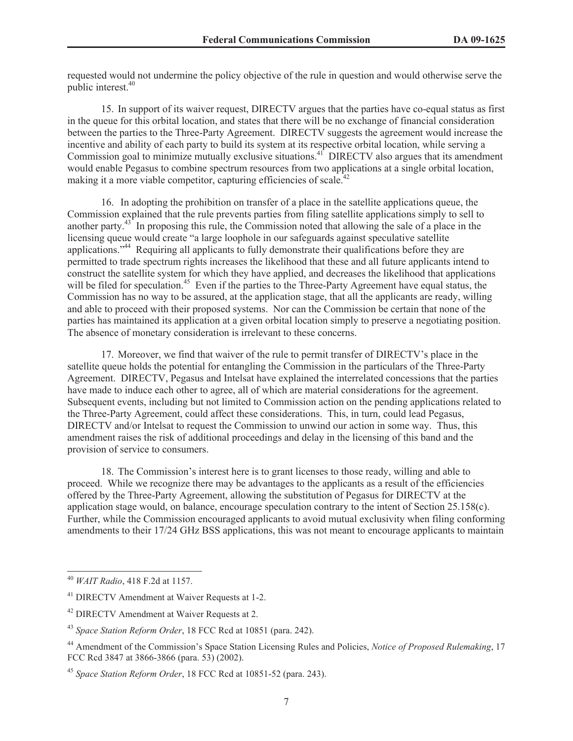requested would not undermine the policy objective of the rule in question and would otherwise serve the public interest.[40]

15. In support of its waiver request, DIRECTV argues that the parties have co-equal status as first in the queue for this orbital location, and states that there will be no exchange of financial consideration between the parties to the Three-Party Agreement. DIRECTV suggests the agreement would increase the incentive and ability of each party to build its system at its respective orbital location, while serving a Commission goal to minimize mutually exclusive situations.[41] DIRECTV also argues that its amendment would enable Pegasus to combine spectrum resources from two applications at a single orbital location, making it a more viable competitor, capturing efficiencies of scale.[42]

16. In adopting the prohibition on transfer of a place in the satellite applications queue, the Commission explained that the rule prevents parties from filing satellite applications simply to sell to another party.[43] In proposing this rule, the Commission noted that allowing the sale of a place in the licensing queue would create "a large loophole in our safeguards against speculative satellite applications."[44] Requiring all applicants to fully demonstrate their qualifications before they are permitted to trade spectrum rights increases the likelihood that these and all future applicants intend to construct the satellite system for which they have applied, and decreases the likelihood that applications will be filed for speculation.[45] Even if the parties to the Three-Party Agreement have equal status, the Commission has no way to be assured, at the application stage, that all the applicants are ready, willing and able to proceed with their proposed systems. Nor can the Commission be certain that none of the parties has maintained its application at a given orbital location simply to preserve a negotiating position. The absence of monetary consideration is irrelevant to these concerns.

17. Moreover, we find that waiver of the rule to permit transfer of DIRECTV's place in the satellite queue holds the potential for entangling the Commission in the particulars of the Three-Party Agreement. DIRECTV, Pegasus and Intelsat have explained the interrelated concessions that the parties have made to induce each other to agree, all of which are material considerations for the agreement. Subsequent events, including but not limited to Commission action on the pending applications related to the Three-Party Agreement, could affect these considerations. This, in turn, could lead Pegasus, DIRECTV and/or Intelsat to request the Commission to unwind our action in some way. Thus, this amendment raises the risk of additional proceedings and delay in the licensing of this band and the provision of service to consumers.

18. The Commission's interest here is to grant licenses to those ready, willing and able to proceed. While we recognize there may be advantages to the applicants as a result of the efficiencies offered by the Three-Party Agreement, allowing the substitution of Pegasus for DIRECTV at the application stage would, on balance, encourage speculation contrary to the intent of Section 25.158(c). Further, while the Commission encouraged applicants to avoid mutual exclusivity when filing conforming amendments to their 17/24 GHz BSS applications, this was not meant to encourage applicants to maintain

---

[40] *WAIT Radio*, 418 F.2d at 1157.

[41] DIRECTV Amendment at Waiver Requests at 1-2.

[42] DIRECTV Amendment at Waiver Requests at 2.

[43] *Space Station Reform Order*, 18 FCC Rcd at 10851 (para. 242).

[44] Amendment of the Commission's Space Station Licensing Rules and Policies, *Notice of Proposed Rulemaking*, 17 FCC Rcd 3847 at 3866-3866 (para. 53) (2002).

[45] *Space Station Reform Order*, 18 FCC Rcd at 10851-52 (para. 243).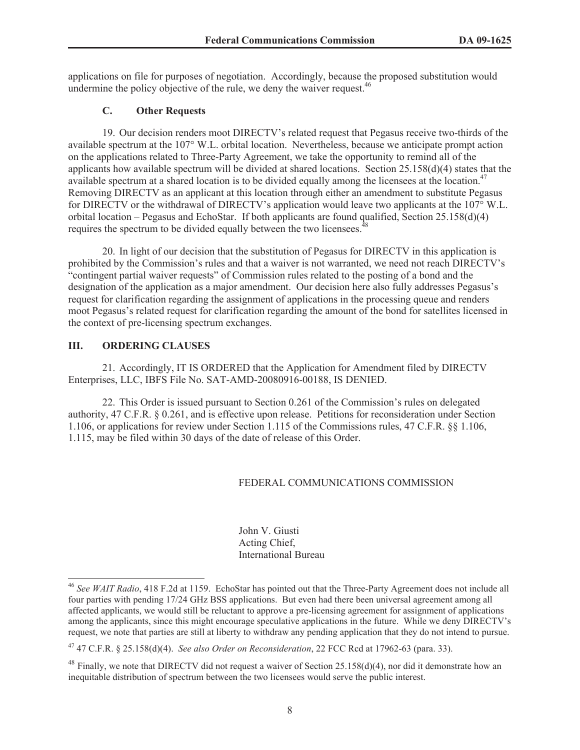applications on file for purposes of negotiation. Accordingly, because the proposed substitution would undermine the policy objective of the rule, we deny the waiver request.[46]

### C. Other Requests

19. Our decision renders moot DIRECTV's related request that Pegasus receive two-thirds of the available spectrum at the 107° W.L. orbital location. Nevertheless, because we anticipate prompt action on the applications related to Three-Party Agreement, we take the opportunity to remind all of the applicants how available spectrum will be divided at shared locations. Section 25.158(d)(4) states that the available spectrum at a shared location is to be divided equally among the licensees at the location.[47] Removing DIRECTV as an applicant at this location through either an amendment to substitute Pegasus for DIRECTV or the withdrawal of DIRECTV's application would leave two applicants at the 107° W.L. orbital location – Pegasus and EchoStar. If both applicants are found qualified, Section 25.158(d)(4) requires the spectrum to be divided equally between the two licensees.[48]

20. In light of our decision that the substitution of Pegasus for DIRECTV in this application is prohibited by the Commission's rules and that a waiver is not warranted, we need not reach DIRECTV's "contingent partial waiver requests" of Commission rules related to the posting of a bond and the designation of the application as a major amendment. Our decision here also fully addresses Pegasus's request for clarification regarding the assignment of applications in the processing queue and renders moot Pegasus's related request for clarification regarding the amount of the bond for satellites licensed in the context of pre-licensing spectrum exchanges.

## III. ORDERING CLAUSES

21. Accordingly, IT IS ORDERED that the Application for Amendment filed by DIRECTV Enterprises, LLC, IBFS File No. SAT-AMD-20080916-00188, IS DENIED.

22. This Order is issued pursuant to Section 0.261 of the Commission's rules on delegated authority, 47 C.F.R. § 0.261, and is effective upon release. Petitions for reconsideration under Section 1.106, or applications for review under Section 1.115 of the Commissions rules, 47 C.F.R. §§ 1.106, 1.115, may be filed within 30 days of the date of release of this Order.

FEDERAL COMMUNICATIONS COMMISSION

John V. Giusti
Acting Chief,
International Bureau

---

[46] *See WAIT Radio*, 418 F.2d at 1159. EchoStar has pointed out that the Three-Party Agreement does not include all four parties with pending 17/24 GHz BSS applications. But even had there been universal agreement among all affected applicants, we would still be reluctant to approve a pre-licensing agreement for assignment of applications among the applicants, since this might encourage speculative applications in the future. While we deny DIRECTV's request, we note that parties are still at liberty to withdraw any pending application that they do not intend to pursue.

[47] 47 C.F.R. § 25.158(d)(4). *See also Order on Reconsideration*, 22 FCC Rcd at 17962-63 (para. 33).

[48] Finally, we note that DIRECTV did not request a waiver of Section 25.158(d)(4), nor did it demonstrate how an inequitable distribution of spectrum between the two licensees would serve the public interest.